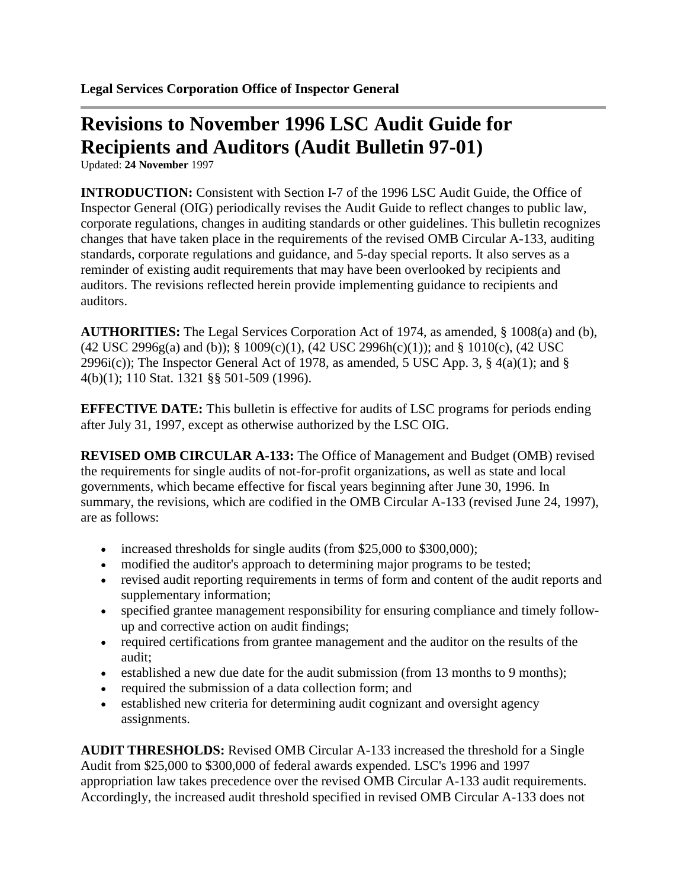**Legal Services Corporation Office of Inspector General**

# Revisions to November 1996 LSC Audit Guide for Recipients and Auditors (Audit Bulletin 97-01)

Updated: **24 November** 1997

**INTRODUCTION:** Consistent with Section I-7 of the 1996 LSC Audit Guide, the Office of Inspector General (OIG) periodically revises the Audit Guide to reflect changes to public law, corporate regulations, changes in auditing standards or other guidelines. This bulletin recognizes changes that have taken place in the requirements of the revised OMB Circular A-133, auditing standards, corporate regulations and guidance, and 5-day special reports. It also serves as a reminder of existing audit requirements that may have been overlooked by recipients and auditors. The revisions reflected herein provide implementing guidance to recipients and auditors.

**AUTHORITIES:** The Legal Services Corporation Act of 1974, as amended, § 1008(a) and (b), (42 USC 2996g(a) and (b)); § 1009(c)(1), (42 USC 2996h(c)(1)); and § 1010(c), (42 USC 2996i(c)); The Inspector General Act of 1978, as amended, 5 USC App. 3, § 4(a)(1); and § 4(b)(1); 110 Stat. 1321 §§ 501-509 (1996).

**EFFECTIVE DATE:** This bulletin is effective for audits of LSC programs for periods ending after July 31, 1997, except as otherwise authorized by the LSC OIG.

**REVISED OMB CIRCULAR A-133:** The Office of Management and Budget (OMB) revised the requirements for single audits of not-for-profit organizations, as well as state and local governments, which became effective for fiscal years beginning after June 30, 1996. In summary, the revisions, which are codified in the OMB Circular A-133 (revised June 24, 1997), are as follows:

- increased thresholds for single audits (from $25,000 to $300,000);
- modified the auditor's approach to determining major programs to be tested;
- revised audit reporting requirements in terms of form and content of the audit reports and supplementary information;
- specified grantee management responsibility for ensuring compliance and timely follow-up and corrective action on audit findings;
- required certifications from grantee management and the auditor on the results of the audit;
- established a new due date for the audit submission (from 13 months to 9 months);
- required the submission of a data collection form; and
- established new criteria for determining audit cognizant and oversight agency assignments.

**AUDIT THRESHOLDS:** Revised OMB Circular A-133 increased the threshold for a Single Audit from $25,000 to $300,000 of federal awards expended. LSC's 1996 and 1997 appropriation law takes precedence over the revised OMB Circular A-133 audit requirements. Accordingly, the increased audit threshold specified in revised OMB Circular A-133 does not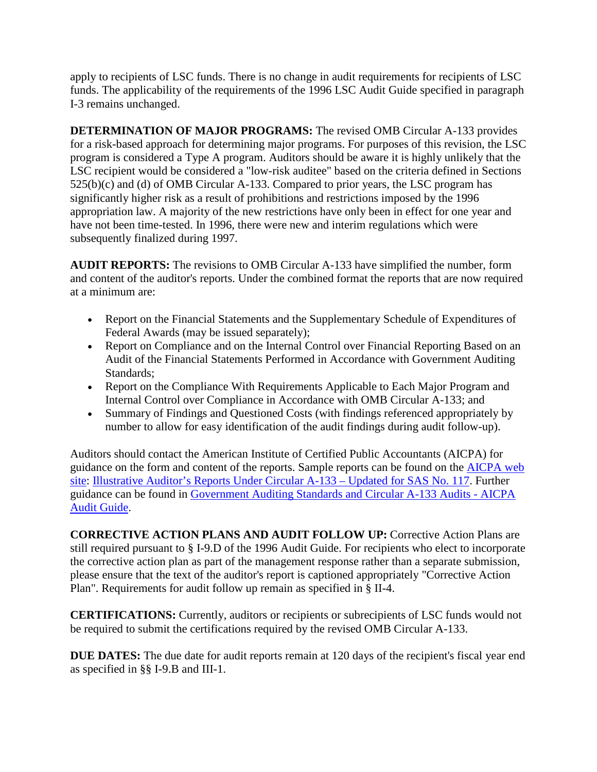apply to recipients of LSC funds. There is no change in audit requirements for recipients of LSC funds. The applicability of the requirements of the 1996 LSC Audit Guide specified in paragraph I-3 remains unchanged.

**DETERMINATION OF MAJOR PROGRAMS:** The revised OMB Circular A-133 provides for a risk-based approach for determining major programs. For purposes of this revision, the LSC program is considered a Type A program. Auditors should be aware it is highly unlikely that the LSC recipient would be considered a "low-risk auditee" based on the criteria defined in Sections 525(b)(c) and (d) of OMB Circular A-133. Compared to prior years, the LSC program has significantly higher risk as a result of prohibitions and restrictions imposed by the 1996 appropriation law. A majority of the new restrictions have only been in effect for one year and have not been time-tested. In 1996, there were new and interim regulations which were subsequently finalized during 1997.

**AUDIT REPORTS:** The revisions to OMB Circular A-133 have simplified the number, form and content of the auditor's reports. Under the combined format the reports that are now required at a minimum are:

- Report on the Financial Statements and the Supplementary Schedule of Expenditures of Federal Awards (may be issued separately);
- Report on Compliance and on the Internal Control over Financial Reporting Based on an Audit of the Financial Statements Performed in Accordance with Government Auditing Standards;
- Report on the Compliance With Requirements Applicable to Each Major Program and Internal Control over Compliance in Accordance with OMB Circular A-133; and
- Summary of Findings and Questioned Costs (with findings referenced appropriately by number to allow for easy identification of the audit findings during audit follow-up).

Auditors should contact the American Institute of Certified Public Accountants (AICPA) for guidance on the form and content of the reports. Sample reports can be found on the AICPA web site: Illustrative Auditor's Reports Under Circular A-133 – Updated for SAS No. 117. Further guidance can be found in Government Auditing Standards and Circular A-133 Audits - AICPA Audit Guide.

**CORRECTIVE ACTION PLANS AND AUDIT FOLLOW UP:** Corrective Action Plans are still required pursuant to § I-9.D of the 1996 Audit Guide. For recipients who elect to incorporate the corrective action plan as part of the management response rather than a separate submission, please ensure that the text of the auditor's report is captioned appropriately "Corrective Action Plan". Requirements for audit follow up remain as specified in § II-4.

**CERTIFICATIONS:** Currently, auditors or recipients or subrecipients of LSC funds would not be required to submit the certifications required by the revised OMB Circular A-133.

**DUE DATES:** The due date for audit reports remain at 120 days of the recipient's fiscal year end as specified in §§ I-9.B and III-1.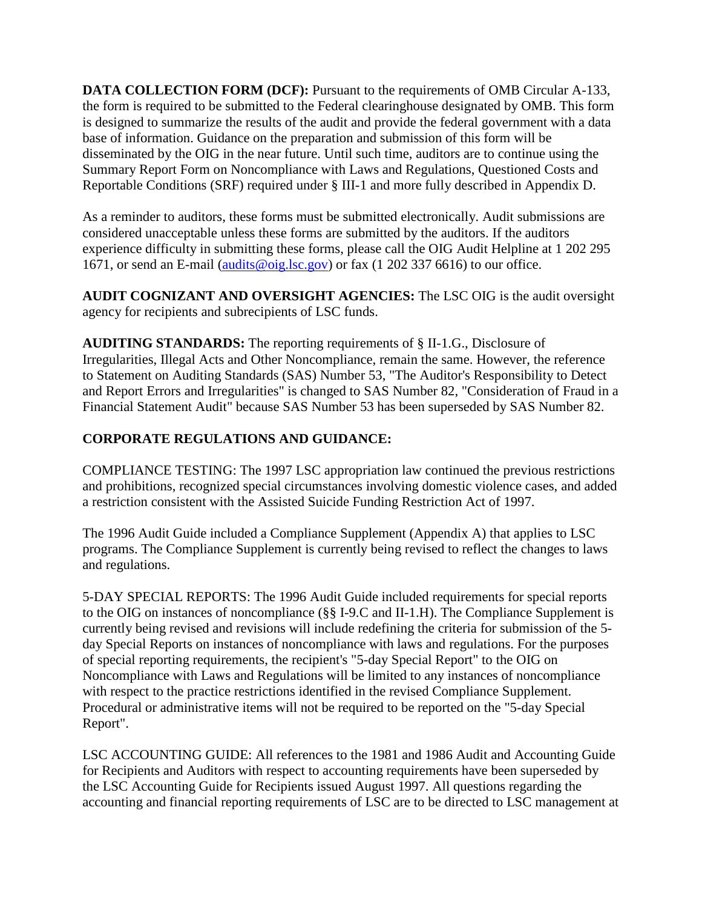**DATA COLLECTION FORM (DCF):** Pursuant to the requirements of OMB Circular A-133, the form is required to be submitted to the Federal clearinghouse designated by OMB. This form is designed to summarize the results of the audit and provide the federal government with a data base of information. Guidance on the preparation and submission of this form will be disseminated by the OIG in the near future. Until such time, auditors are to continue using the Summary Report Form on Noncompliance with Laws and Regulations, Questioned Costs and Reportable Conditions (SRF) required under § III-1 and more fully described in Appendix D.

As a reminder to auditors, these forms must be submitted electronically. Audit submissions are considered unacceptable unless these forms are submitted by the auditors. If the auditors experience difficulty in submitting these forms, please call the OIG Audit Helpline at 1 202 295 1671, or send an E-mail (audits@oig.lsc.gov) or fax (1 202 337 6616) to our office.

**AUDIT COGNIZANT AND OVERSIGHT AGENCIES:** The LSC OIG is the audit oversight agency for recipients and subrecipients of LSC funds.

**AUDITING STANDARDS:** The reporting requirements of § II-1.G., Disclosure of Irregularities, Illegal Acts and Other Noncompliance, remain the same. However, the reference to Statement on Auditing Standards (SAS) Number 53, "The Auditor's Responsibility to Detect and Report Errors and Irregularities" is changed to SAS Number 82, "Consideration of Fraud in a Financial Statement Audit" because SAS Number 53 has been superseded by SAS Number 82.

**CORPORATE REGULATIONS AND GUIDANCE:**

COMPLIANCE TESTING: The 1997 LSC appropriation law continued the previous restrictions and prohibitions, recognized special circumstances involving domestic violence cases, and added a restriction consistent with the Assisted Suicide Funding Restriction Act of 1997.

The 1996 Audit Guide included a Compliance Supplement (Appendix A) that applies to LSC programs. The Compliance Supplement is currently being revised to reflect the changes to laws and regulations.

5-DAY SPECIAL REPORTS: The 1996 Audit Guide included requirements for special reports to the OIG on instances of noncompliance (§§ I-9.C and II-1.H). The Compliance Supplement is currently being revised and revisions will include redefining the criteria for submission of the 5-day Special Reports on instances of noncompliance with laws and regulations. For the purposes of special reporting requirements, the recipient's "5-day Special Report" to the OIG on Noncompliance with Laws and Regulations will be limited to any instances of noncompliance with respect to the practice restrictions identified in the revised Compliance Supplement. Procedural or administrative items will not be required to be reported on the "5-day Special Report".

LSC ACCOUNTING GUIDE: All references to the 1981 and 1986 Audit and Accounting Guide for Recipients and Auditors with respect to accounting requirements have been superseded by the LSC Accounting Guide for Recipients issued August 1997. All questions regarding the accounting and financial reporting requirements of LSC are to be directed to LSC management at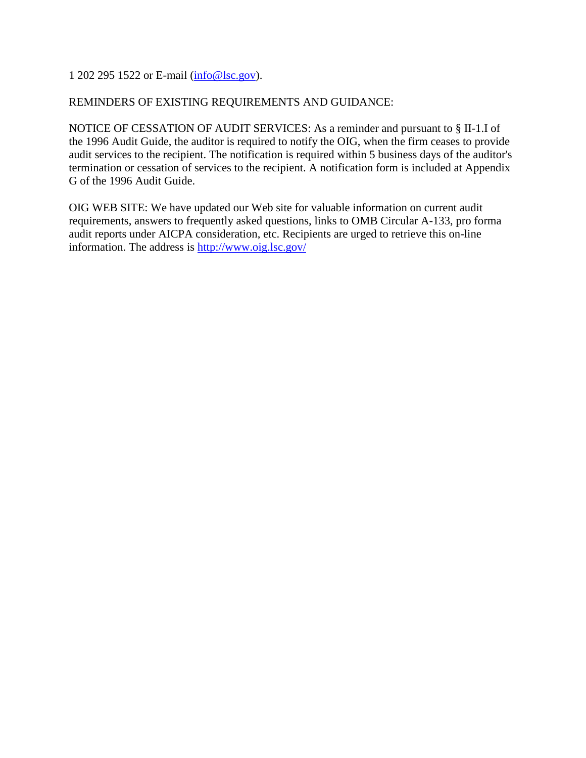1 202 295 1522 or E-mail (info@lsc.gov).

REMINDERS OF EXISTING REQUIREMENTS AND GUIDANCE:

NOTICE OF CESSATION OF AUDIT SERVICES: As a reminder and pursuant to § II-1.I of the 1996 Audit Guide, the auditor is required to notify the OIG, when the firm ceases to provide audit services to the recipient. The notification is required within 5 business days of the auditor's termination or cessation of services to the recipient. A notification form is included at Appendix G of the 1996 Audit Guide.

OIG WEB SITE: We have updated our Web site for valuable information on current audit requirements, answers to frequently asked questions, links to OMB Circular A-133, pro forma audit reports under AICPA consideration, etc. Recipients are urged to retrieve this on-line information. The address is http://www.oig.lsc.gov/